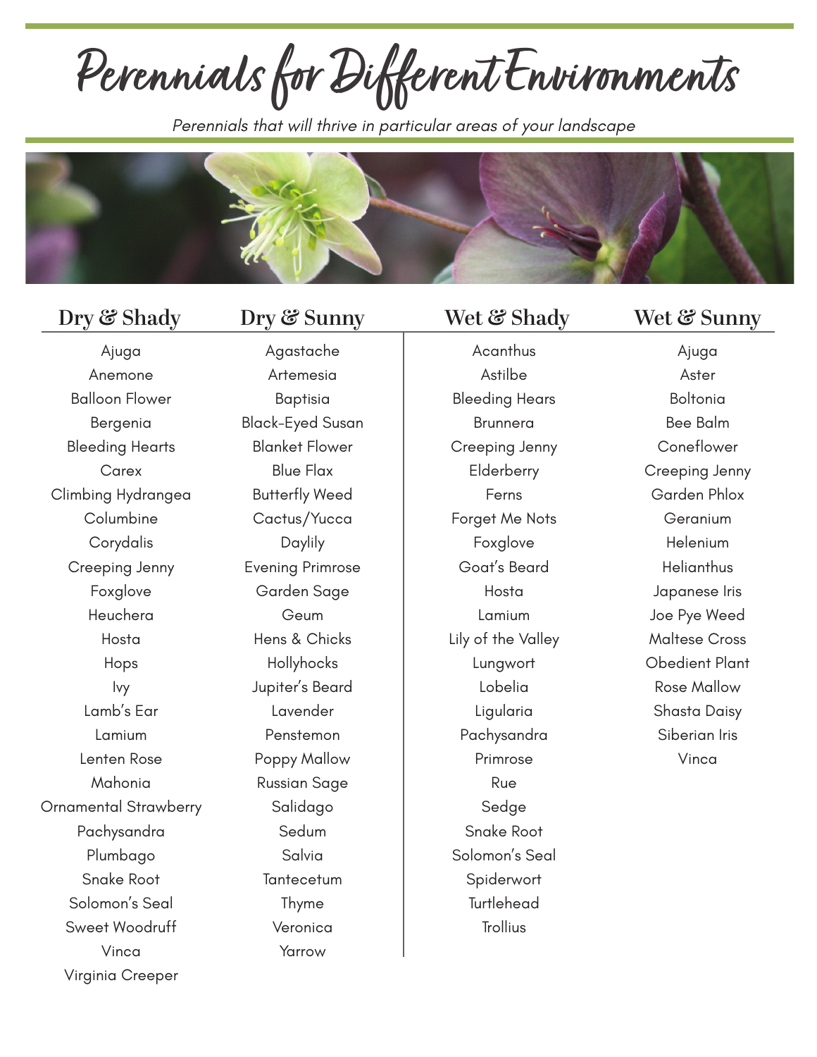# Perennials for Different Environments

*Perennials that will thrive in particular areas of your landscape*

| Dry & Shady | Dry & Sunny | Wet & Shady | Wet & Sunny |
|---|---|---|---|
| Ajuga | Agastache | Acanthus | Ajuga |
| Anemone | Artemesia | Astilbe | Aster |
| Balloon Flower | Baptisia | Bleeding Hears | Boltonia |
| Bergenia | Black-Eyed Susan | Brunnera | Bee Balm |
| Bleeding Hearts | Blanket Flower | Creeping Jenny | Coneflower |
| Carex | Blue Flax | Elderberry | Creeping Jenny |
| Climbing Hydrangea | Butterfly Weed | Ferns | Garden Phlox |
| Columbine | Cactus/Yucca | Forget Me Nots | Geranium |
| Corydalis | Daylily | Foxglove | Helenium |
| Creeping Jenny | Evening Primrose | Goat's Beard | Helianthus |
| Foxglove | Garden Sage | Hosta | Japanese Iris |
| Heuchera | Geum | Lamium | Joe Pye Weed |
| Hosta | Hens & Chicks | Lily of the Valley | Maltese Cross |
| Hops | Hollyhocks | Lungwort | Obedient Plant |
| Ivy | Jupiter's Beard | Lobelia | Rose Mallow |
| Lamb's Ear | Lavender | Ligularia | Shasta Daisy |
| Lamium | Penstemon | Pachysandra | Siberian Iris |
| Lenten Rose | Poppy Mallow | Primrose | Vinca |
| Mahonia | Russian Sage | Rue | |
| Ornamental Strawberry | Salidago | Sedge | |
| Pachysandra | Sedum | Snake Root | |
| Plumbago | Salvia | Solomon's Seal | |
| Snake Root | Tantecetum | Spiderwort | |
| Solomon's Seal | Thyme | Turtlehead | |
| Sweet Woodruff | Veronica | Trollius | |
| Vinca | Yarrow | | |
| Virginia Creeper | | | |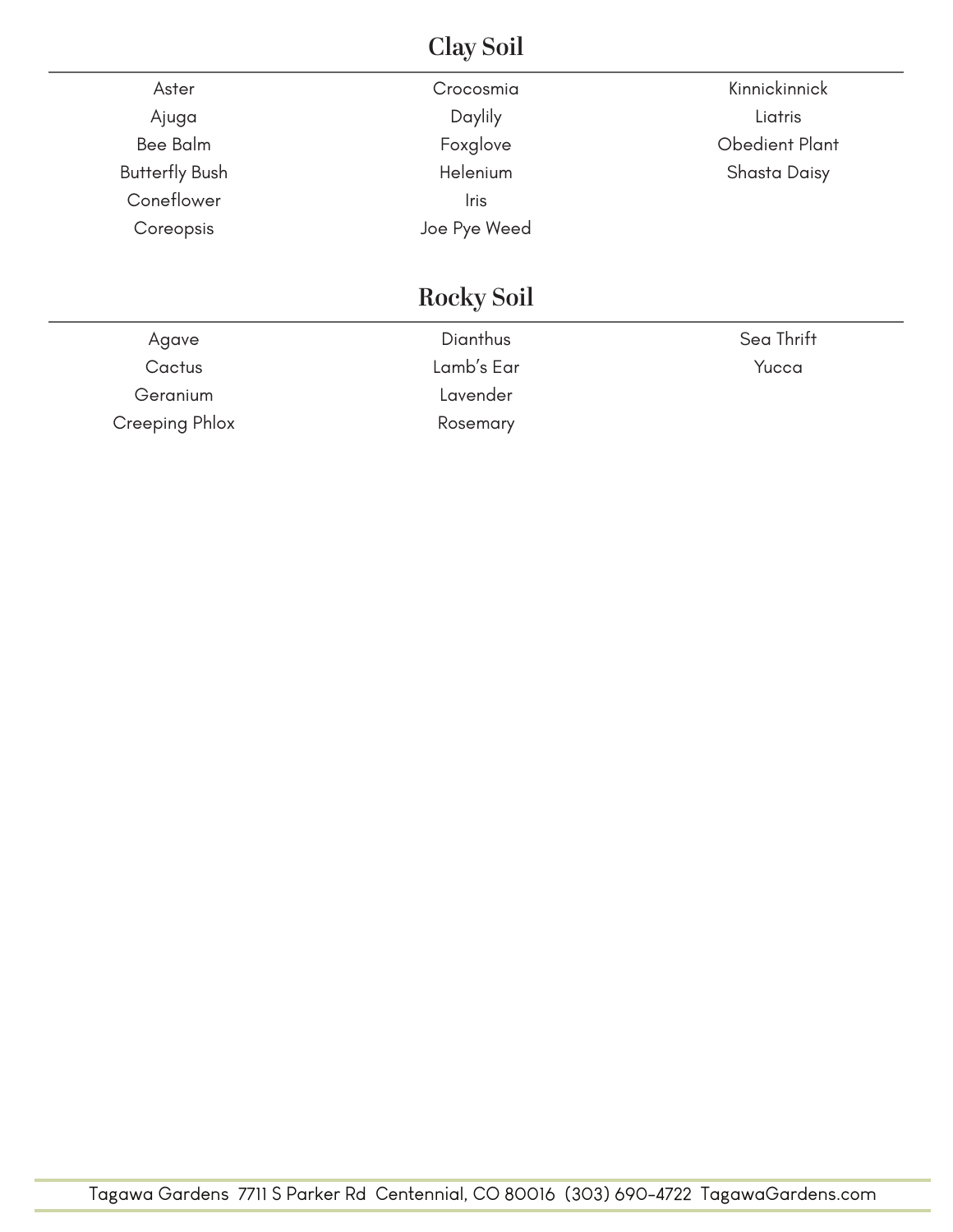## Clay Soil

- Aster
- Ajuga
- Bee Balm
- Butterfly Bush
- Coneflower
- Coreopsis
- Crocosmia
- Daylily
- Foxglove
- Helenium
- Iris
- Joe Pye Weed
- Kinnickinnick
- Liatris
- Obedient Plant
- Shasta Daisy

## Rocky Soil

- Agave
- Cactus
- Geranium
- Creeping Phlox
- Dianthus
- Lamb's Ear
- Lavender
- Rosemary
- Sea Thrift
- Yucca

Tagawa Gardens 7711 S Parker Rd Centennial, CO 80016 (303) 690-4722 TagawaGardens.com